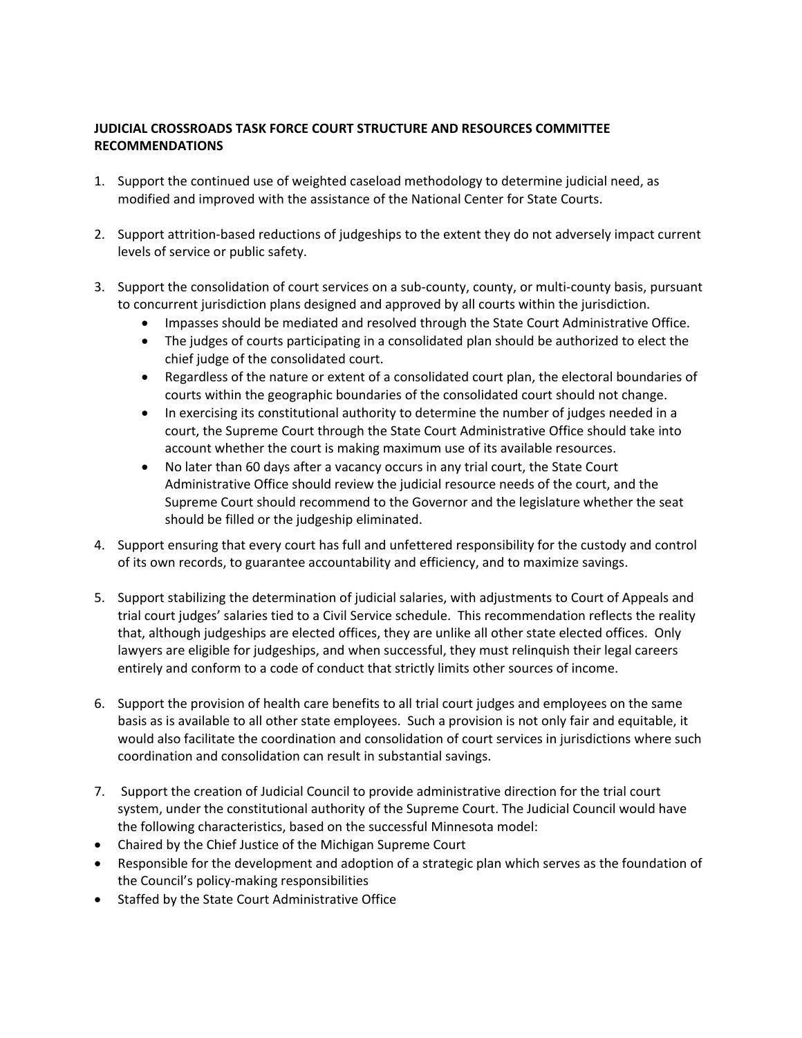**JUDICIAL CROSSROADS TASK FORCE COURT STRUCTURE AND RESOURCES COMMITTEE RECOMMENDATIONS**

1. Support the continued use of weighted caseload methodology to determine judicial need, as modified and improved with the assistance of the National Center for State Courts.

2. Support attrition-based reductions of judgeships to the extent they do not adversely impact current levels of service or public safety.

3. Support the consolidation of court services on a sub-county, county, or multi-county basis, pursuant to concurrent jurisdiction plans designed and approved by all courts within the jurisdiction.
   - Impasses should be mediated and resolved through the State Court Administrative Office.
   - The judges of courts participating in a consolidated plan should be authorized to elect the chief judge of the consolidated court.
   - Regardless of the nature or extent of a consolidated court plan, the electoral boundaries of courts within the geographic boundaries of the consolidated court should not change.
   - In exercising its constitutional authority to determine the number of judges needed in a court, the Supreme Court through the State Court Administrative Office should take into account whether the court is making maximum use of its available resources.
   - No later than 60 days after a vacancy occurs in any trial court, the State Court Administrative Office should review the judicial resource needs of the court, and the Supreme Court should recommend to the Governor and the legislature whether the seat should be filled or the judgeship eliminated.

4. Support ensuring that every court has full and unfettered responsibility for the custody and control of its own records, to guarantee accountability and efficiency, and to maximize savings.

5. Support stabilizing the determination of judicial salaries, with adjustments to Court of Appeals and trial court judges' salaries tied to a Civil Service schedule. This recommendation reflects the reality that, although judgeships are elected offices, they are unlike all other state elected offices. Only lawyers are eligible for judgeships, and when successful, they must relinquish their legal careers entirely and conform to a code of conduct that strictly limits other sources of income.

6. Support the provision of health care benefits to all trial court judges and employees on the same basis as is available to all other state employees. Such a provision is not only fair and equitable, it would also facilitate the coordination and consolidation of court services in jurisdictions where such coordination and consolidation can result in substantial savings.

7. Support the creation of Judicial Council to provide administrative direction for the trial court system, under the constitutional authority of the Supreme Court. The Judicial Council would have the following characteristics, based on the successful Minnesota model:

- Chaired by the Chief Justice of the Michigan Supreme Court
- Responsible for the development and adoption of a strategic plan which serves as the foundation of the Council's policy-making responsibilities
- Staffed by the State Court Administrative Office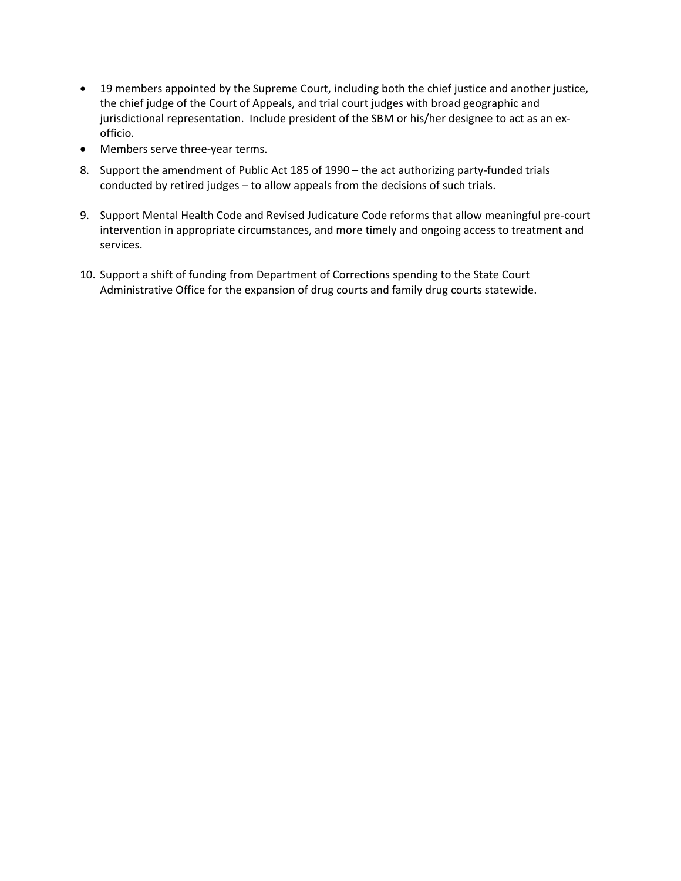- 19 members appointed by the Supreme Court, including both the chief justice and another justice, the chief judge of the Court of Appeals, and trial court judges with broad geographic and jurisdictional representation. Include president of the SBM or his/her designee to act as an ex-officio.
- Members serve three-year terms.

8. Support the amendment of Public Act 185 of 1990 – the act authorizing party-funded trials conducted by retired judges – to allow appeals from the decisions of such trials.

9. Support Mental Health Code and Revised Judicature Code reforms that allow meaningful pre-court intervention in appropriate circumstances, and more timely and ongoing access to treatment and services.

10. Support a shift of funding from Department of Corrections spending to the State Court Administrative Office for the expansion of drug courts and family drug courts statewide.